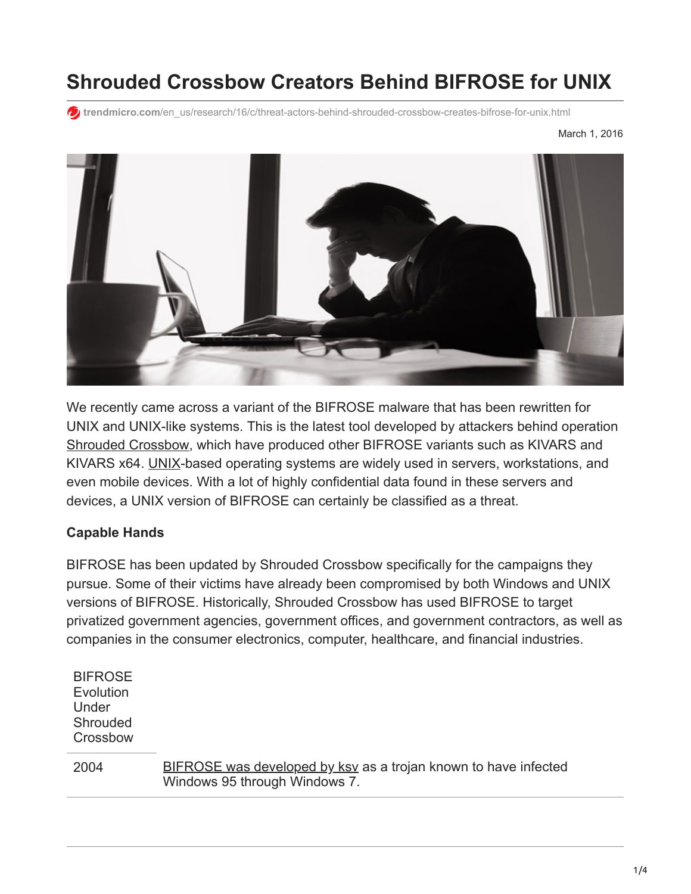# Shrouded Crossbow Creators Behind BIFROSE for UNIX

trendmicro.com/en_us/research/16/c/threat-actors-behind-shrouded-crossbow-creates-bifrose-for-unix.html

March 1, 2016

We recently came across a variant of the BIFROSE malware that has been rewritten for UNIX and UNIX-like systems. This is the latest tool developed by attackers behind operation Shrouded Crossbow, which have produced other BIFROSE variants such as KIVARS and KIVARS x64. UNIX-based operating systems are widely used in servers, workstations, and even mobile devices. With a lot of highly confidential data found in these servers and devices, a UNIX version of BIFROSE can certainly be classified as a threat.

**Capable Hands**

BIFROSE has been updated by Shrouded Crossbow specifically for the campaigns they pursue. Some of their victims have already been compromised by both Windows and UNIX versions of BIFROSE. Historically, Shrouded Crossbow has used BIFROSE to target privatized government agencies, government offices, and government contractors, as well as companies in the consumer electronics, computer, healthcare, and financial industries.

| BIFROSE Evolution Under Shrouded Crossbow | |
|---|---|
| 2004 | BIFROSE was developed by ksv as a trojan known to have infected Windows 95 through Windows 7. |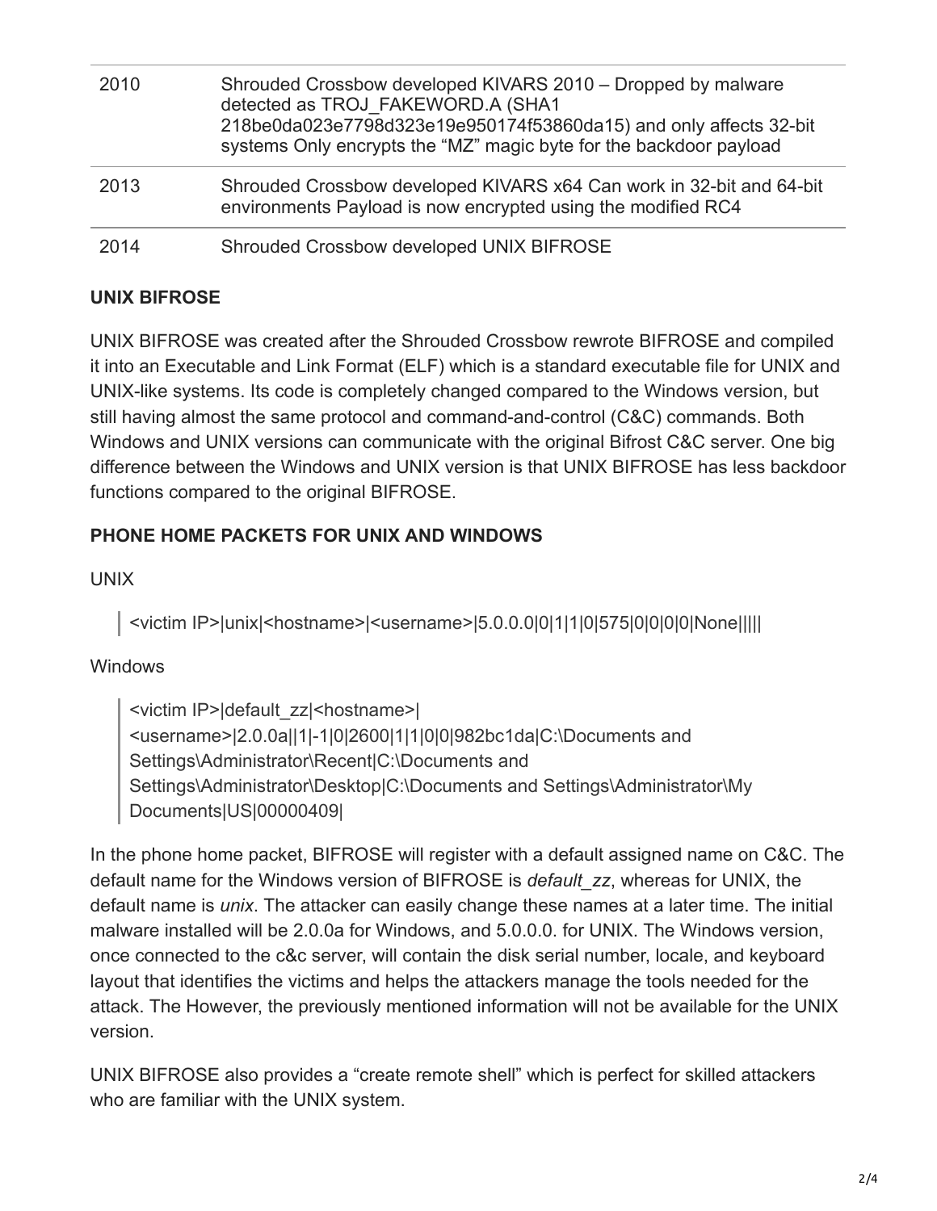| | |
|---|---|
| 2010 | Shrouded Crossbow developed KIVARS 2010 – Dropped by malware detected as TROJ_FAKEWORD.A (SHA1 218be0da023e7798d323e19e950174f53860da15) and only affects 32-bit systems Only encrypts the “MZ” magic byte for the backdoor payload |
| 2013 | Shrouded Crossbow developed KIVARS x64 Can work in 32-bit and 64-bit environments Payload is now encrypted using the modified RC4 |
| 2014 | Shrouded Crossbow developed UNIX BIFROSE |

**UNIX BIFROSE**

UNIX BIFROSE was created after the Shrouded Crossbow rewrote BIFROSE and compiled it into an Executable and Link Format (ELF) which is a standard executable file for UNIX and UNIX-like systems. Its code is completely changed compared to the Windows version, but still having almost the same protocol and command-and-control (C&C) commands. Both Windows and UNIX versions can communicate with the original Bifrost C&C server. One big difference between the Windows and UNIX version is that UNIX BIFROSE has less backdoor functions compared to the original BIFROSE.

**PHONE HOME PACKETS FOR UNIX AND WINDOWS**

UNIX

> <victim IP>|unix|<hostname>|<username>|5.0.0.0|0|1|1|0|575|0|0|0|0|None|||||

Windows

> <victim IP>|default_zz|<hostname>|<username>|2.0.0a||1|-1|0|2600|1|1|0|0|982bc1da|C:\Documents and Settings\Administrator\Recent|C:\Documents and Settings\Administrator\Desktop|C:\Documents and Settings\Administrator\My Documents|US|00000409|

In the phone home packet, BIFROSE will register with a default assigned name on C&C. The default name for the Windows version of BIFROSE is *default_zz*, whereas for UNIX, the default name is *unix*. The attacker can easily change these names at a later time. The initial malware installed will be 2.0.0a for Windows, and 5.0.0.0. for UNIX. The Windows version, once connected to the c&c server, will contain the disk serial number, locale, and keyboard layout that identifies the victims and helps the attackers manage the tools needed for the attack. The However, the previously mentioned information will not be available for the UNIX version.

UNIX BIFROSE also provides a “create remote shell” which is perfect for skilled attackers who are familiar with the UNIX system.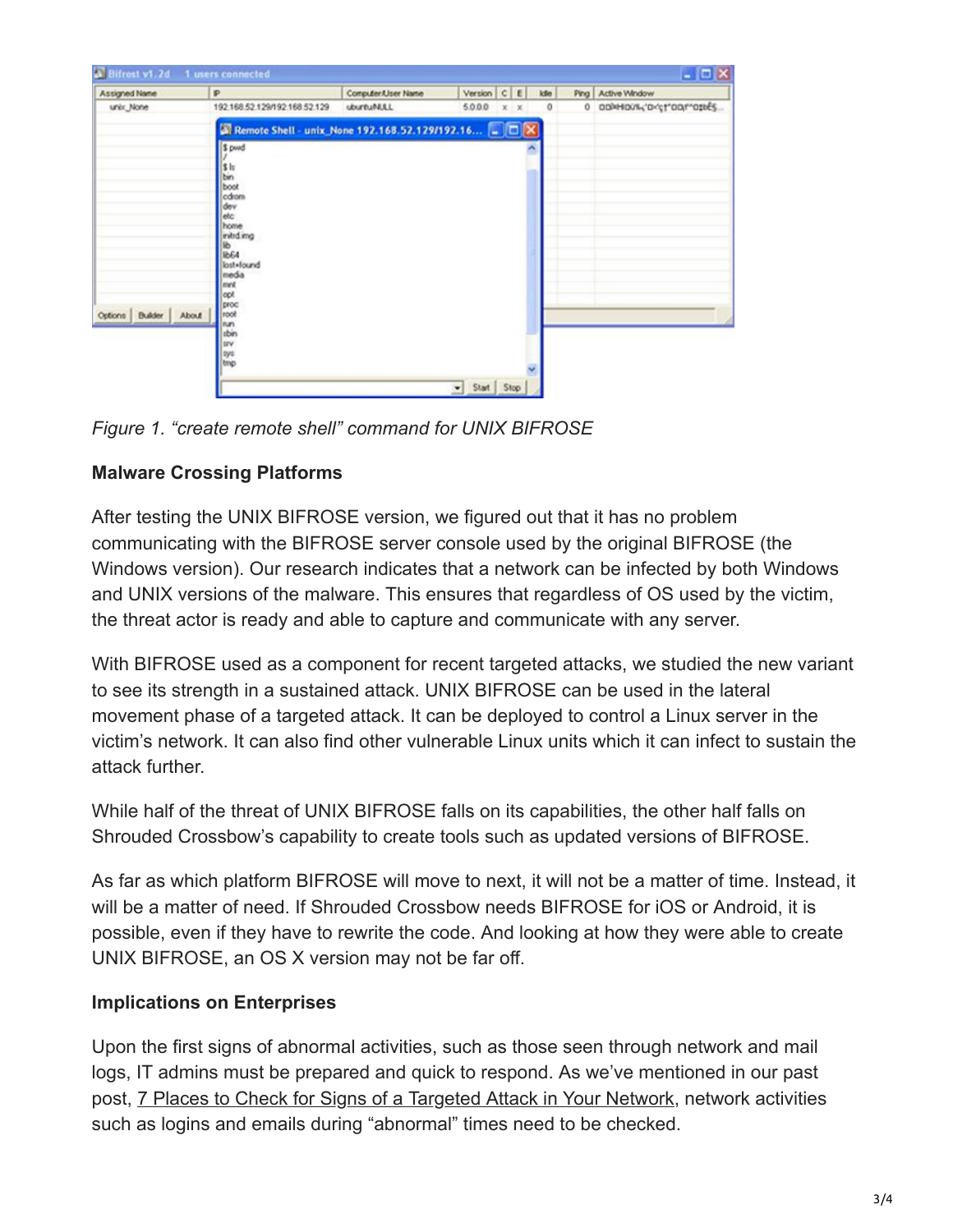*Figure 1. "create remote shell" command for UNIX BIFROSE*

**Malware Crossing Platforms**

After testing the UNIX BIFROSE version, we figured out that it has no problem communicating with the BIFROSE server console used by the original BIFROSE (the Windows version). Our research indicates that a network can be infected by both Windows and UNIX versions of the malware. This ensures that regardless of OS used by the victim, the threat actor is ready and able to capture and communicate with any server.

With BIFROSE used as a component for recent targeted attacks, we studied the new variant to see its strength in a sustained attack. UNIX BIFROSE can be used in the lateral movement phase of a targeted attack. It can be deployed to control a Linux server in the victim's network. It can also find other vulnerable Linux units which it can infect to sustain the attack further.

While half of the threat of UNIX BIFROSE falls on its capabilities, the other half falls on Shrouded Crossbow's capability to create tools such as updated versions of BIFROSE.

As far as which platform BIFROSE will move to next, it will not be a matter of time. Instead, it will be a matter of need. If Shrouded Crossbow needs BIFROSE for iOS or Android, it is possible, even if they have to rewrite the code. And looking at how they were able to create UNIX BIFROSE, an OS X version may not be far off.

**Implications on Enterprises**

Upon the first signs of abnormal activities, such as those seen through network and mail logs, IT admins must be prepared and quick to respond. As we've mentioned in our past post, 7 Places to Check for Signs of a Targeted Attack in Your Network, network activities such as logins and emails during "abnormal" times need to be checked.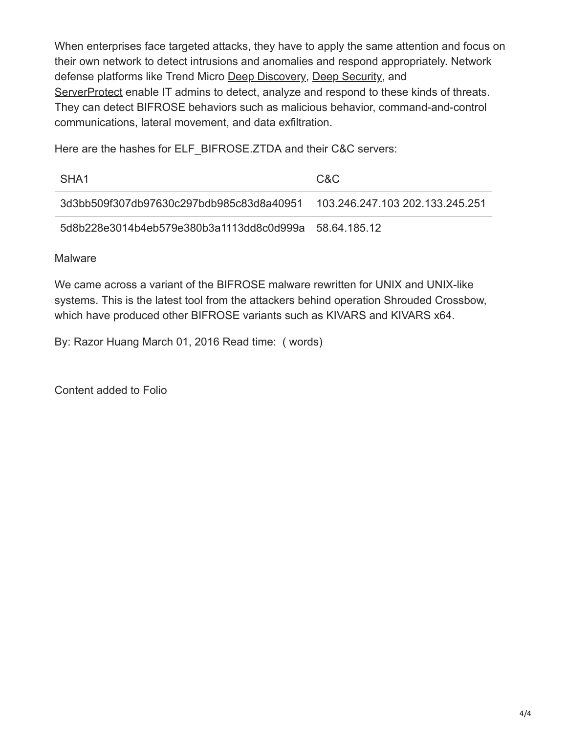When enterprises face targeted attacks, they have to apply the same attention and focus on their own network to detect intrusions and anomalies and respond appropriately. Network defense platforms like Trend Micro Deep Discovery, Deep Security, and ServerProtect enable IT admins to detect, analyze and respond to these kinds of threats. They can detect BIFROSE behaviors such as malicious behavior, command-and-control communications, lateral movement, and data exfiltration.

Here are the hashes for ELF_BIFROSE.ZTDA and their C&C servers:

| SHA1 | C&C |
|---|---|
| 3d3bb509f307db97630c297bdb985c83d8a40951 | 103.246.247.103 202.133.245.251 |
| 5d8b228e3014b4eb579e380b3a1113dd8c0d999a | 58.64.185.12 |

Malware

We came across a variant of the BIFROSE malware rewritten for UNIX and UNIX-like systems. This is the latest tool from the attackers behind operation Shrouded Crossbow, which have produced other BIFROSE variants such as KIVARS and KIVARS x64.

By: Razor Huang March 01, 2016 Read time: ( words)

Content added to Folio